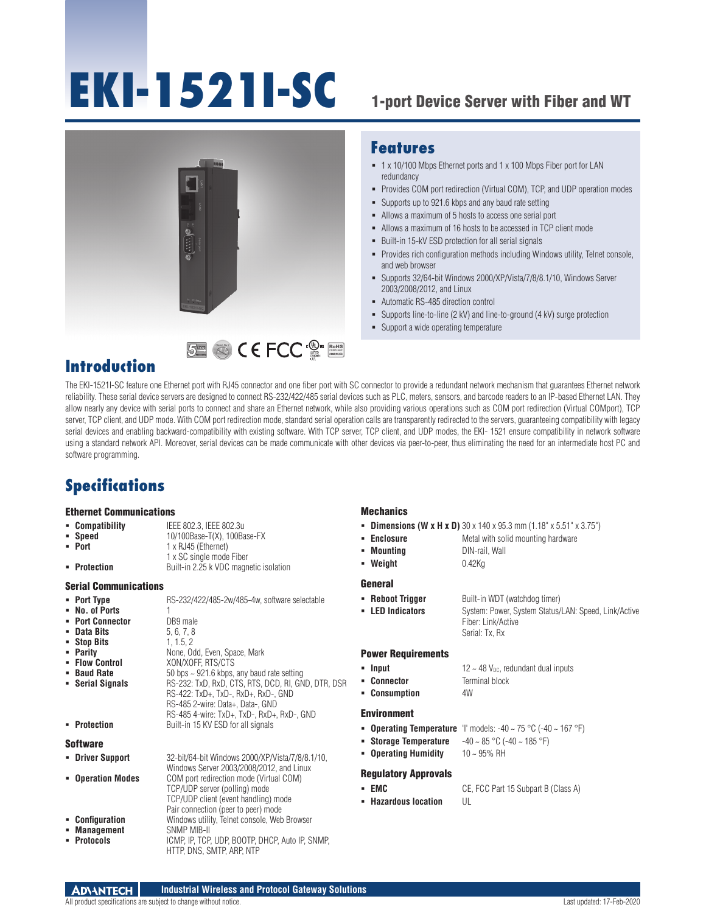# EKI-1521I-SC

## 1-port Device Server with Fiber and WT

## Features

- 1 x 10/100 Mbps Ethernet ports and 1 x 100 Mbps Fiber port for LAN redundancy
- Provides COM port redirection (Virtual COM), TCP, and UDP operation modes
- Supports up to 921.6 kbps and any baud rate setting
- Allows a maximum of 5 hosts to access one serial port
- Allows a maximum of 16 hosts to be accessed in TCP client mode
- Built-in 15-kV ESD protection for all serial signals
- Provides rich configuration methods including Windows utility, Telnet console, and web browser
- Supports 32/64-bit Windows 2000/XP/Vista/7/8/8.1/10, Windows Server 2003/2008/2012, and Linux
- Automatic RS-485 direction control
- Supports line-to-line (2 kV) and line-to-ground (4 kV) surge protection
- Support a wide operating temperature

## Introduction

The EKI-1521I-SC feature one Ethernet port with RJ45 connector and one fiber port with SC connector to provide a redundant network mechanism that guarantees Ethernet network reliability. These serial device servers are designed to connect RS-232/422/485 serial devices such as PLC, meters, sensors, and barcode readers to an IP-based Ethernet LAN. They allow nearly any device with serial ports to connect and share an Ethernet network, while also providing various operations such as COM port redirection (Virtual COMport), TCP server, TCP client, and UDP mode. With COM port redirection mode, standard serial operation calls are transparently redirected to the servers, guaranteeing compatibility with legacy serial devices and enabling backward-compatibility with existing software. With TCP server, TCP client, and UDP modes, the EKI- 1521 ensure compatibility in network software using a standard network API. Moreover, serial devices can be made communicate with other devices via peer-to-peer, thus eliminating the need for an intermediate host PC and software programming.

## Specifications

### Ethernet Communications

- **Compatibility** IEEE 802.3, IEEE 802.3u
- **Speed** 10/100Base-T(X), 100Base-FX
- **Port** 1 x RJ45 (Ethernet)
  1 x SC single mode Fiber
- **Protection** Built-in 2.25 k VDC magnetic isolation

### Serial Communications

- **Port Type** RS-232/422/485-2w/485-4w, software selectable
- **No. of Ports** 1
- **Port Connector** DB9 male
- **Data Bits** 5, 6, 7, 8
- **Stop Bits** 1, 1.5, 2
- **Parity** None, Odd, Even, Space, Mark
- **Flow Control** XON/XOFF, RTS/CTS
- **Baud Rate** 50 bps ~ 921.6 kbps, any baud rate setting
- **Serial Signals** RS-232: TxD, RxD, CTS, RTS, DCD, RI, GND, DTR, DSR
  RS-422: TxD+, TxD-, RxD+, RxD-, GND
  RS-485 2-wire: Data+, Data-, GND
  RS-485 4-wire: TxD+, TxD-, RxD+, RxD-, GND
- **Protection** Built-in 15 KV ESD for all signals

### Software

- **Driver Support** 32-bit/64-bit Windows 2000/XP/Vista/7/8/8.1/10, Windows Server 2003/2008/2012, and Linux
- **Operation Modes** COM port redirection mode (Virtual COM)
  TCP/UDP server (polling) mode
  TCP/UDP client (event handling) mode
  Pair connection (peer to peer) mode
- **Configuration** Windows utility, Telnet console, Web Browser
- **Management** SNMP MIB-II
- **Protocols** ICMP, IP, TCP, UDP, BOOTP, DHCP, Auto IP, SNMP, HTTP, DNS, SMTP, ARP, NTP

### Mechanics

- **Dimensions (W x H x D)** 30 x 140 x 95.3 mm (1.18" x 5.51" x 3.75")
- **Enclosure** Metal with solid mounting hardware
- **Mounting** DIN-rail, Wall
- **Weight** 0.42Kg

### General

- **Reboot Trigger** Built-in WDT (watchdog timer)
- **LED Indicators** System: Power, System Status/LAN: Speed, Link/Active
  Fiber: Link/Active
  Serial: Tx, Rx

### Power Requirements

- **Input** 12 ~ 48 $V_{DC}$, redundant dual inputs
- **Connector** Terminal block
- **Consumption** 4W

### Environment

- **Operating Temperature** 'I' models: -40 ~ 75 °C (-40 ~ 167 °F)
- **Storage Temperature** -40 ~ 85 °C (-40 ~ 185 °F)
- **Operating Humidity** 10 ~ 95% RH

### Regulatory Approvals

- **EMC** CE, FCC Part 15 Subpart B (Class A)
- **Hazardous location** UL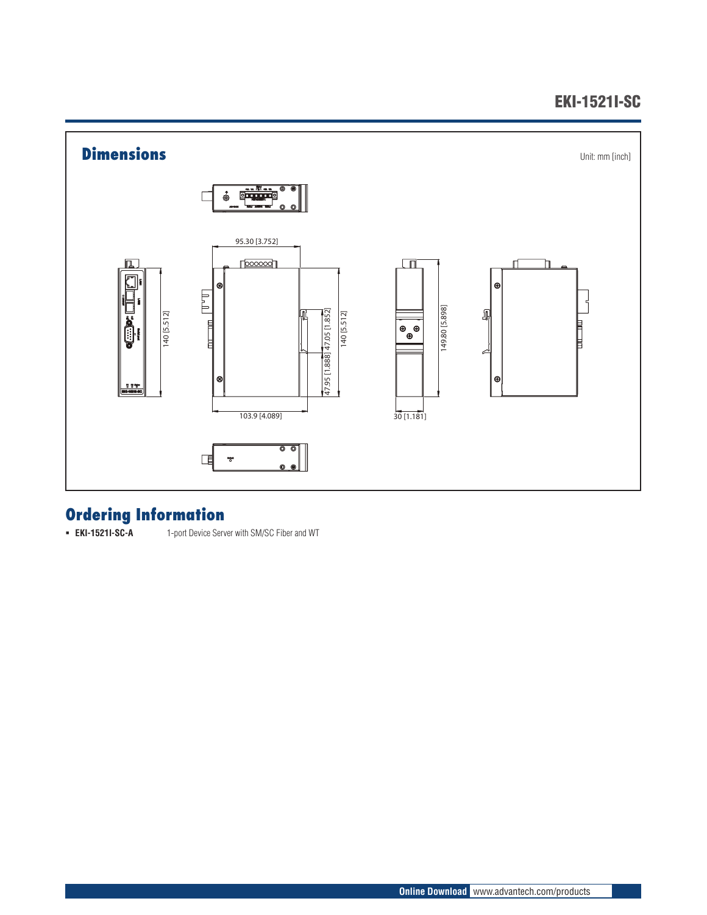## Dimensions

Unit: mm [inch]

95.30 [3.752]

140 [5.512]

47.05 [1.852]

47.95 [1.888]

140 [5.512]

149.80 [5.898]

103.9 [4.089]

30 [1.181]

## Ordering Information

- **EKI-1521I-SC-A** 1-port Device Server with SM/SC Fiber and WT